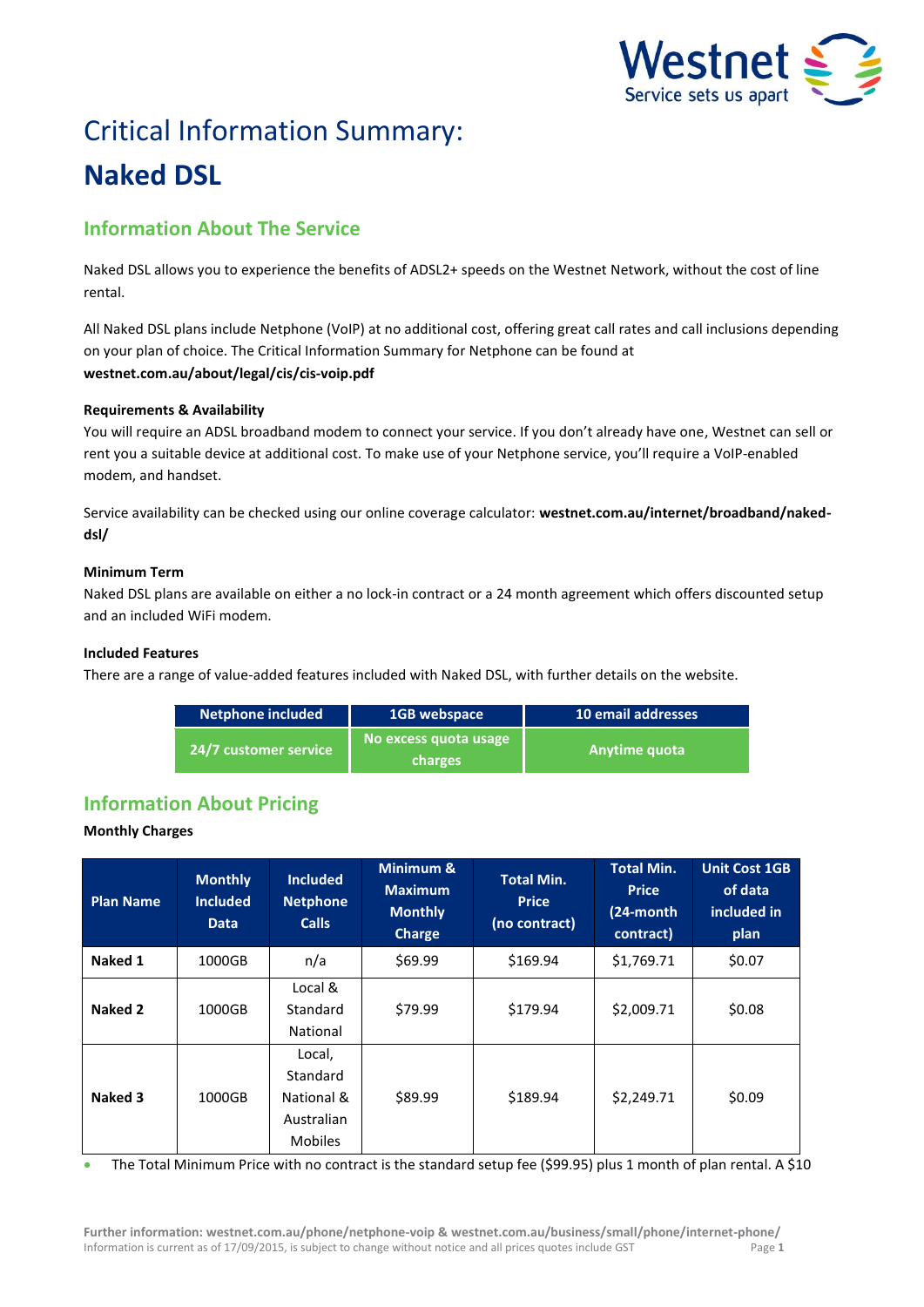# Critical Information Summary:

# Naked DSL

## Information About The Service

Naked DSL allows you to experience the benefits of ADSL2+ speeds on the Westnet Network, without the cost of line rental.

All Naked DSL plans include Netphone (VoIP) at no additional cost, offering great call rates and call inclusions depending on your plan of choice. The Critical Information Summary for Netphone can be found at **westnet.com.au/about/legal/cis/cis-voip.pdf**

### Requirements & Availability

You will require an ADSL broadband modem to connect your service. If you don't already have one, Westnet can sell or rent you a suitable device at additional cost. To make use of your Netphone service, you'll require a VoIP-enabled modem, and handset.

Service availability can be checked using our online coverage calculator: **westnet.com.au/internet/broadband/naked-dsl/**

### Minimum Term

Naked DSL plans are available on either a no lock-in contract or a 24 month agreement which offers discounted setup and an included WiFi modem.

### Included Features

There are a range of value-added features included with Naked DSL, with further details on the website.

| Netphone included | 1GB webspace | 10 email addresses |
|---|---|---|
| 24/7 customer service | No excess quota usage charges | Anytime quota |

## Information About Pricing

### Monthly Charges

| Plan Name | Monthly Included Data | Included Netphone Calls | Minimum & Maximum Monthly Charge | Total Min. Price (no contract) | Total Min. Price (24-month contract) | Unit Cost 1GB of data included in plan |
|---|---|---|---|---|---|---|
| **Naked 1** | 1000GB | n/a | $69.99 | $169.94 | $1,769.71 | $0.07 |
| **Naked 2** | 1000GB | Local & Standard National | $79.99 | $179.94 | $2,009.71 | $0.08 |
| **Naked 3** | 1000GB | Local, Standard National & Australian Mobiles | $89.99 | $189.94 | $2,249.71 | $0.09 |

- The Total Minimum Price with no contract is the standard setup fee ($99.95) plus 1 month of plan rental. A $10

Further information: westnet.com.au/phone/netphone-voip & westnet.com.au/business/small/phone/internet-phone/
Information is current as of 17/09/2015, is subject to change without notice and all prices quotes include GST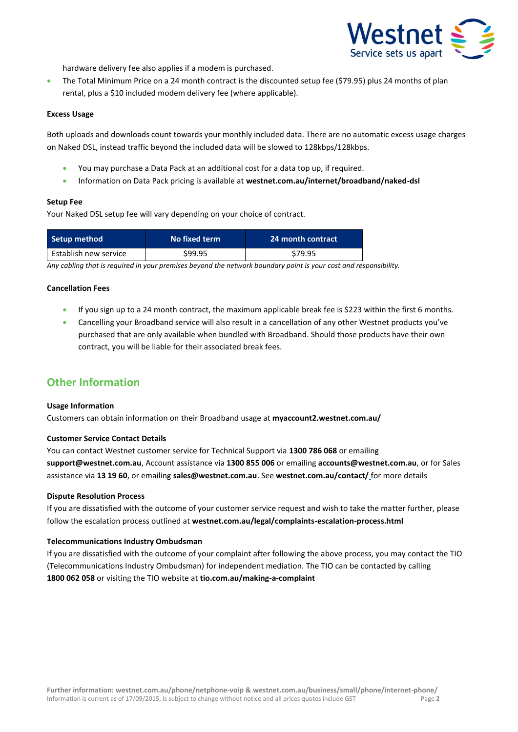hardware delivery fee also applies if a modem is purchased.

- The Total Minimum Price on a 24 month contract is the discounted setup fee ($79.95) plus 24 months of plan rental, plus a $10 included modem delivery fee (where applicable).

#### Excess Usage

Both uploads and downloads count towards your monthly included data. There are no automatic excess usage charges on Naked DSL, instead traffic beyond the included data will be slowed to 128kbps/128kbps.

- You may purchase a Data Pack at an additional cost for a data top up, if required.
- Information on Data Pack pricing is available at **westnet.com.au/internet/broadband/naked-dsl**

#### Setup Fee

Your Naked DSL setup fee will vary depending on your choice of contract.

| Setup method | No fixed term | 24 month contract |
|---|---|---|
| Establish new service | $99.95 | $79.95 |

*Any cabling that is required in your premises beyond the network boundary point is your cost and responsibility.*

#### Cancellation Fees

- If you sign up to a 24 month contract, the maximum applicable break fee is $223 within the first 6 months.
- Cancelling your Broadband service will also result in a cancellation of any other Westnet products you've purchased that are only available when bundled with Broadband. Should those products have their own contract, you will be liable for their associated break fees.

## Other Information

#### Usage Information

Customers can obtain information on their Broadband usage at **myaccount2.westnet.com.au/**

#### Customer Service Contact Details

You can contact Westnet customer service for Technical Support via **1300 786 068** or emailing **support@westnet.com.au**, Account assistance via **1300 855 006** or emailing **accounts@westnet.com.au**, or for Sales assistance via **13 19 60**, or emailing **sales@westnet.com.au**. See **westnet.com.au/contact/** for more details

#### Dispute Resolution Process

If you are dissatisfied with the outcome of your customer service request and wish to take the matter further, please follow the escalation process outlined at **westnet.com.au/legal/complaints-escalation-process.html**

#### Telecommunications Industry Ombudsman

If you are dissatisfied with the outcome of your complaint after following the above process, you may contact the TIO (Telecommunications Industry Ombudsman) for independent mediation. The TIO can be contacted by calling **1800 062 058** or visiting the TIO website at **tio.com.au/making-a-complaint**